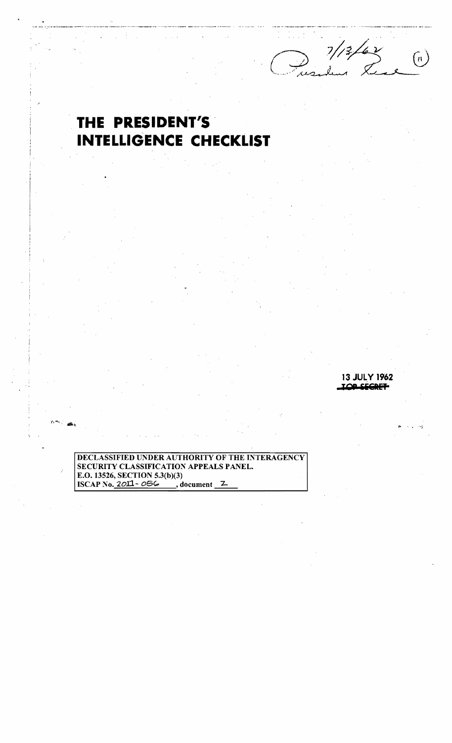7/13/62 President Read (11)

# THE PRESIDENT'S INTELLIGENCE CHECKLIST

13 JULY 1962

~~TOP SECRET~~

DECLASSIFIED UNDER AUTHORITY OF THE INTERAGENCY SECURITY CLASSIFICATION APPEALS PANEL.
E.O. 13526, SECTION 5.3(b)(3)
ISCAP No. 2011-056, document 2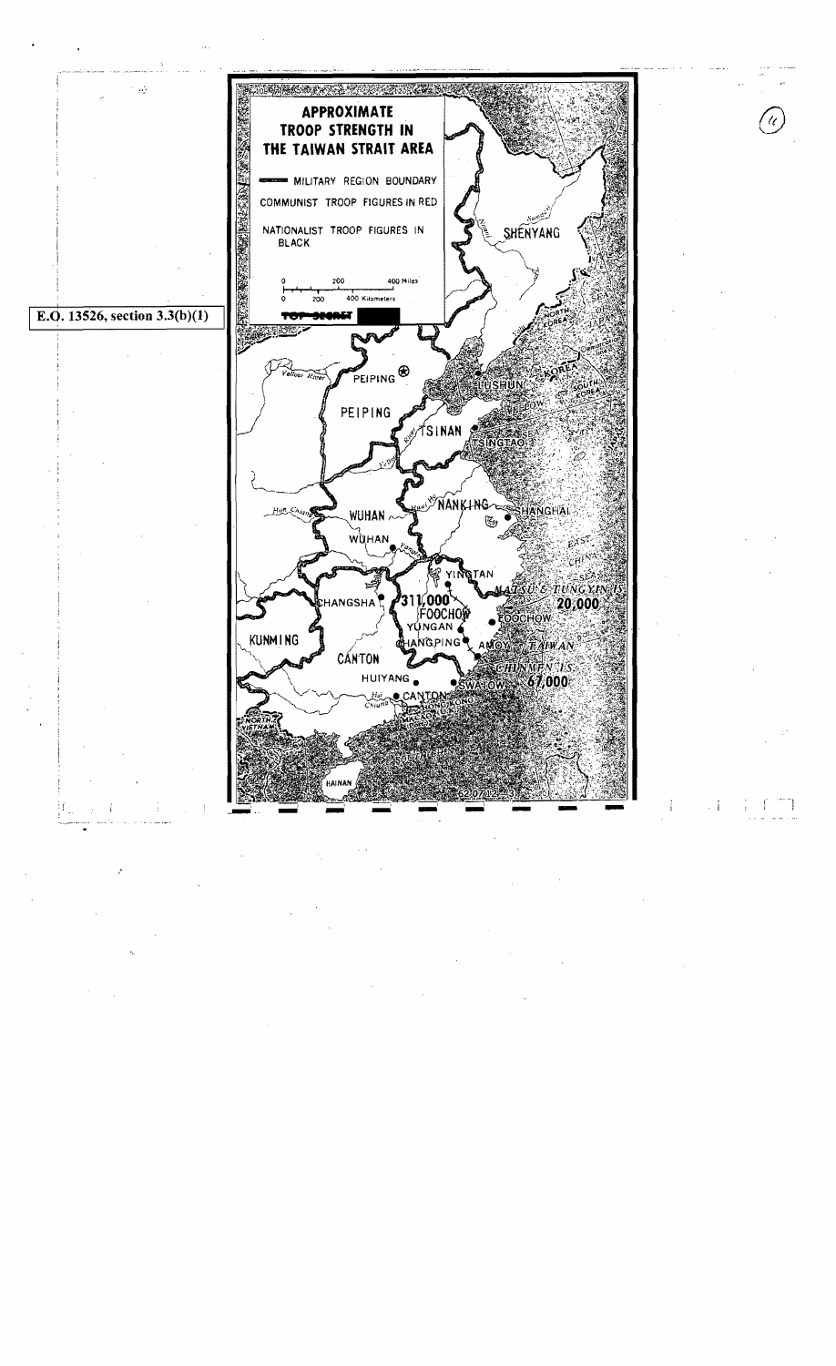E.O. 13526, section 3.3(b)(1)

## APPROXIMATE TROOP STRENGTH IN THE TAIWAN STRAIT AREA

MILITARY REGION BOUNDARY

COMMUNIST TROOP FIGURES IN RED

NATIONALIST TROOP FIGURES IN BLACK

0 200 400 Miles

0 200 400 Kilometers

TOP SECRET

SHENYANG

PEIPING

PEIPING

TSINAN

TSINGTAO

LUSHUN

NANKING

SHANGHAI

WUHAN

WUHAN

YINGTAN

CHANGSHA

311,000

FOOCHOW

FOOCHOW

YUNGAN

CHANGPING

AMOY

MATSU & TUNGYIN IS.

20,000

TAIWAN

CHINMEN IS.

67,000

KUNMING

CANTON

HUIYANG

SWATOW

CANTON

HONG KONG

MACAO

NORTH VIETNAM

HAINAN

NORTH KOREA

SOUTH KOREA

EAST CHINA SEA

SEA OF JAPAN

Yellow River

Han Chiang

Hsi Chiang

Yangtze

Huai Ho

Yalu

Sungari

Nonni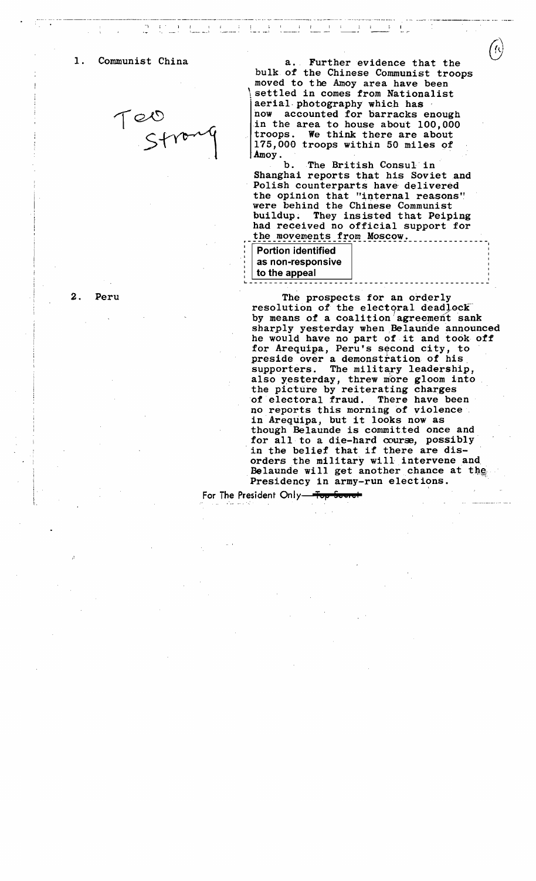1. Communist China

Too Strong

a. Further evidence that the bulk of the Chinese Communist troops moved to the Amoy area have been settled in comes from Nationalist aerial photography which has now accounted for barracks enough in the area to house about 100,000 troops. We think there are about 175,000 troops within 50 miles of Amoy.

b. The British Consul in Shanghai reports that his Soviet and Polish counterparts have delivered the opinion that "internal reasons" were behind the Chinese Communist buildup. They insisted that Peiping had received no official support for the movements from Moscow.

Portion identified as non-responsive to the appeal

2. Peru

The prospects for an orderly resolution of the electoral deadlock by means of a coalition agreement sank sharply yesterday when Belaunde announced he would have no part of it and took off for Arequipa, Peru's second city, to preside over a demonstration of his supporters. The military leadership, also yesterday, threw more gloom into the picture by reiterating charges of electoral fraud. There have been no reports this morning of violence in Arequipa, but it looks now as though Belaunde is committed once and for all to a die-hard course, possibly in the belief that if there are disorders the military will intervene and Belaunde will get another chance at the Presidency in army-run elections.

For The President Only—~~Top Secret~~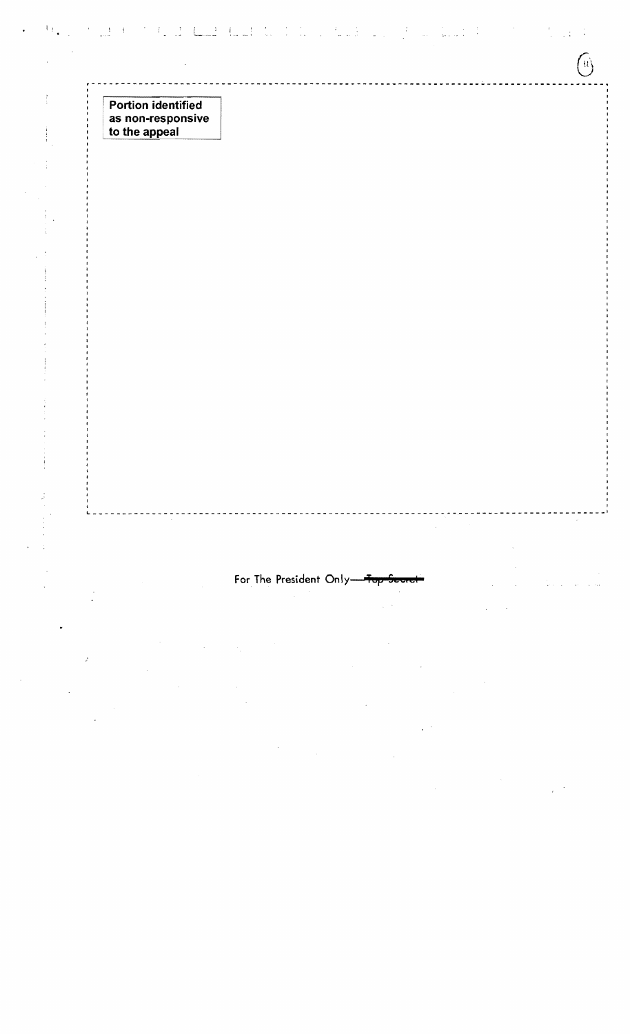**Portion identified as non-responsive to the appeal**

For The President Only—~~Top Secret~~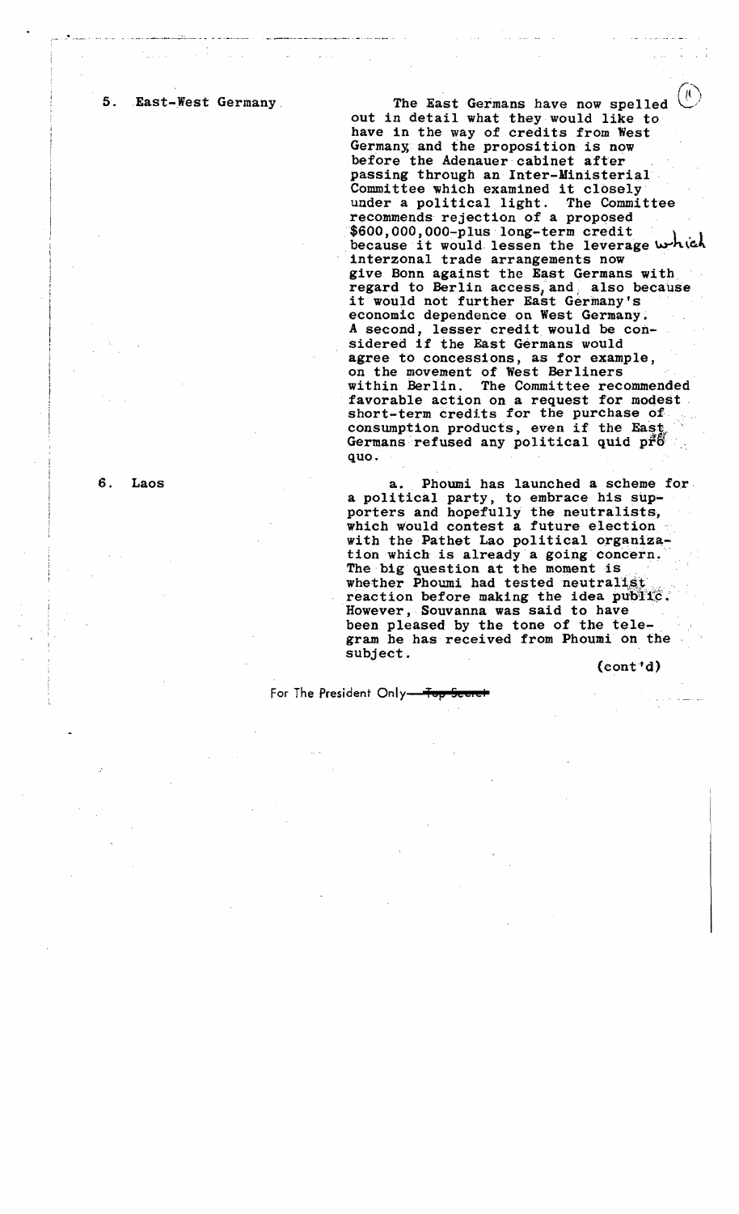5. East-West Germany

The East Germans have now spelled out in detail what they would like to have in the way of credits from West Germany, and the proposition is now before the Adenauer cabinet after passing through an Inter-Ministerial Committee which examined it closely under a political light. The Committee recommends rejection of a proposed \$600,000,000-plus long-term credit because it would lessen the leverage which interzonal trade arrangements now give Bonn against the East Germans with regard to Berlin access, and also because it would not further East Germany's economic dependence on West Germany. A second, lesser credit would be considered if the East Germans would agree to concessions, as for example, on the movement of West Berliners within Berlin. The Committee recommended favorable action on a request for modest short-term credits for the purchase of consumption products, even if the East Germans refused any political quid pro quo.

6. Laos

a. Phoumi has launched a scheme for a political party, to embrace his supporters and hopefully the neutralists, which would contest a future election with the Pathet Lao political organization which is already a going concern. The big question at the moment is whether Phoumi had tested neutralist reaction before making the idea public. However, Souvanna was said to have been pleased by the tone of the telegram he has received from Phoumi on the subject.

(cont'd)

For The President Only—~~Top Secret~~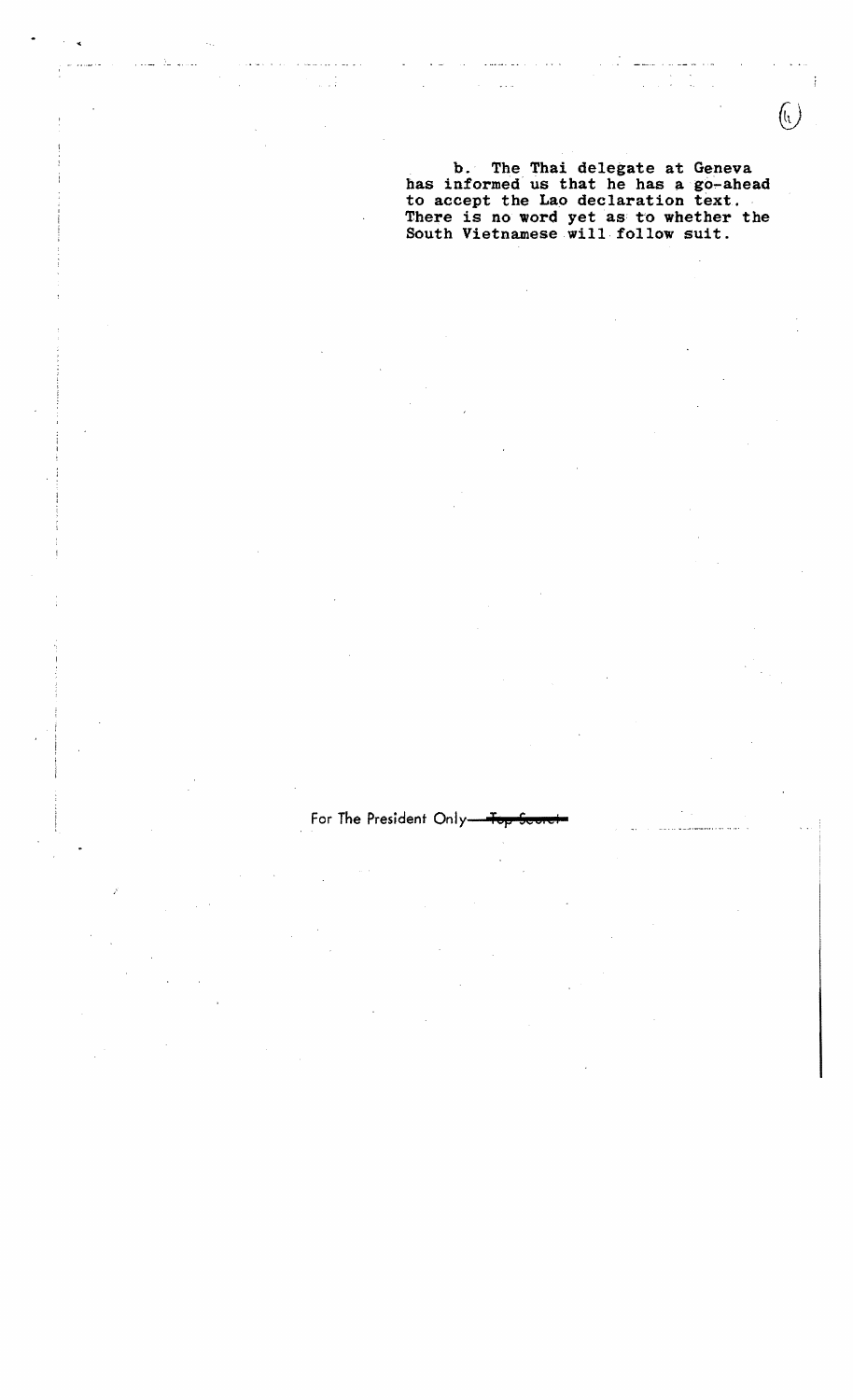b. The Thai delegate at Geneva has informed us that he has a go-ahead to accept the Lao declaration text. There is no word yet as to whether the South Vietnamese will follow suit.

For The President Only—~~Top Secret~~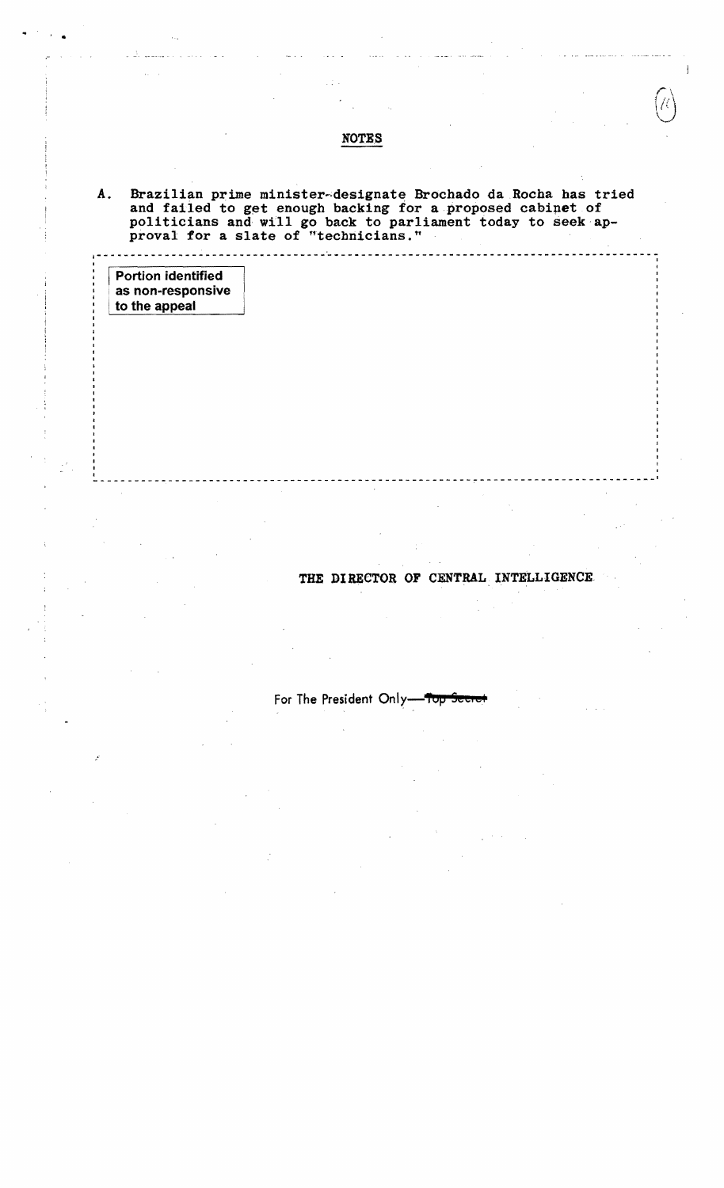## NOTES

A. Brazilian prime minister-designate Brochado da Rocha has tried and failed to get enough backing for a proposed cabinet of politicians and will go back to parliament today to seek approval for a slate of "technicians."

Portion identified as non-responsive to the appeal

THE DIRECTOR OF CENTRAL INTELLIGENCE

For The President Only—~~Top Secret~~